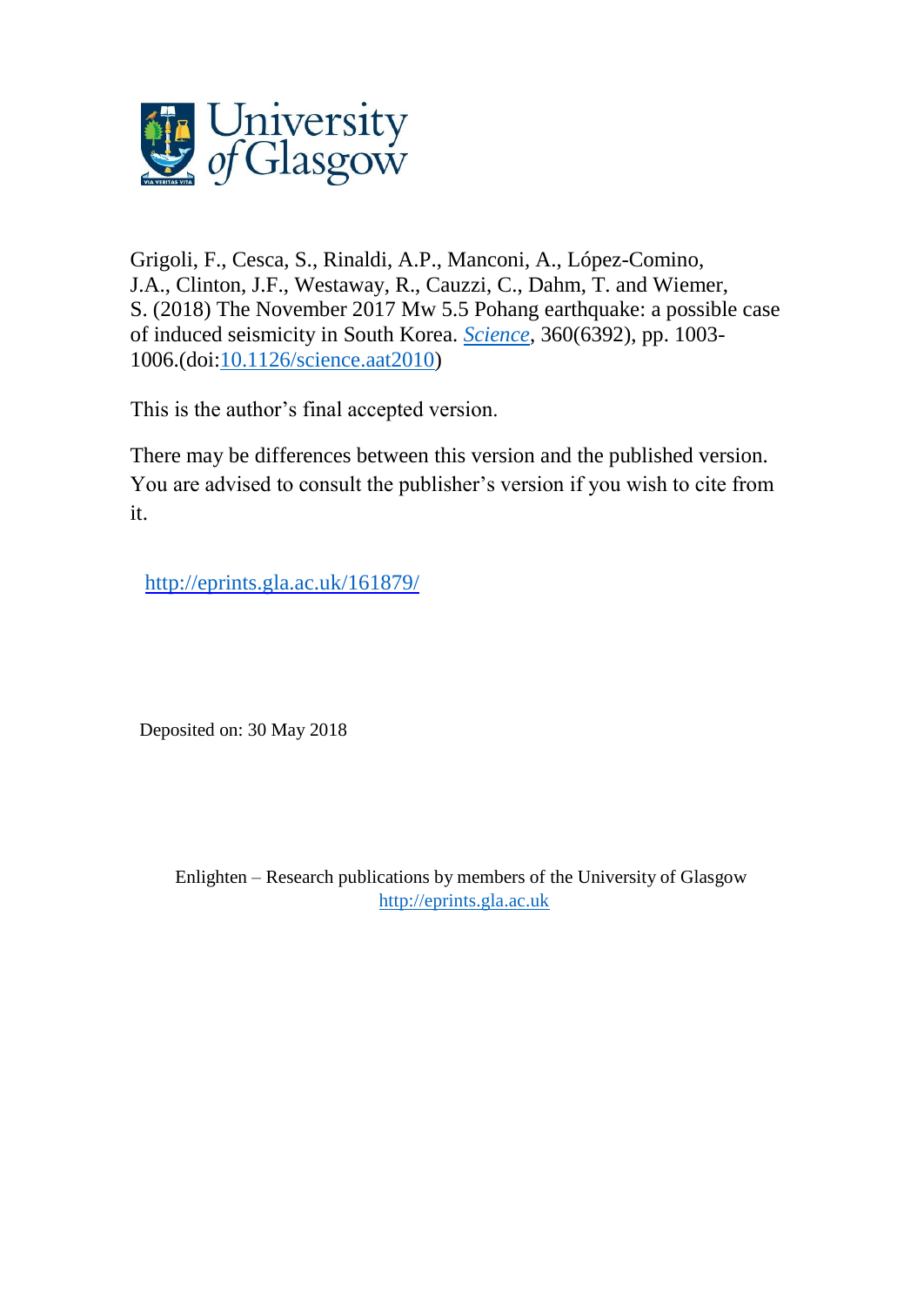Grigoli, F., Cesca, S., Rinaldi, A.P., Manconi, A., López-Comino, J.A., Clinton, J.F., Westaway, R., Cauzzi, C., Dahm, T. and Wiemer, S. (2018) The November 2017 Mw 5.5 Pohang earthquake: a possible case of induced seismicity in South Korea. *Science*, 360(6392), pp. 1003-1006.(doi:10.1126/science.aat2010)

This is the author's final accepted version.

There may be differences between this version and the published version. You are advised to consult the publisher's version if you wish to cite from it.

http://eprints.gla.ac.uk/161879/

Deposited on: 30 May 2018

Enlighten – Research publications by members of the University of Glasgow
http://eprints.gla.ac.uk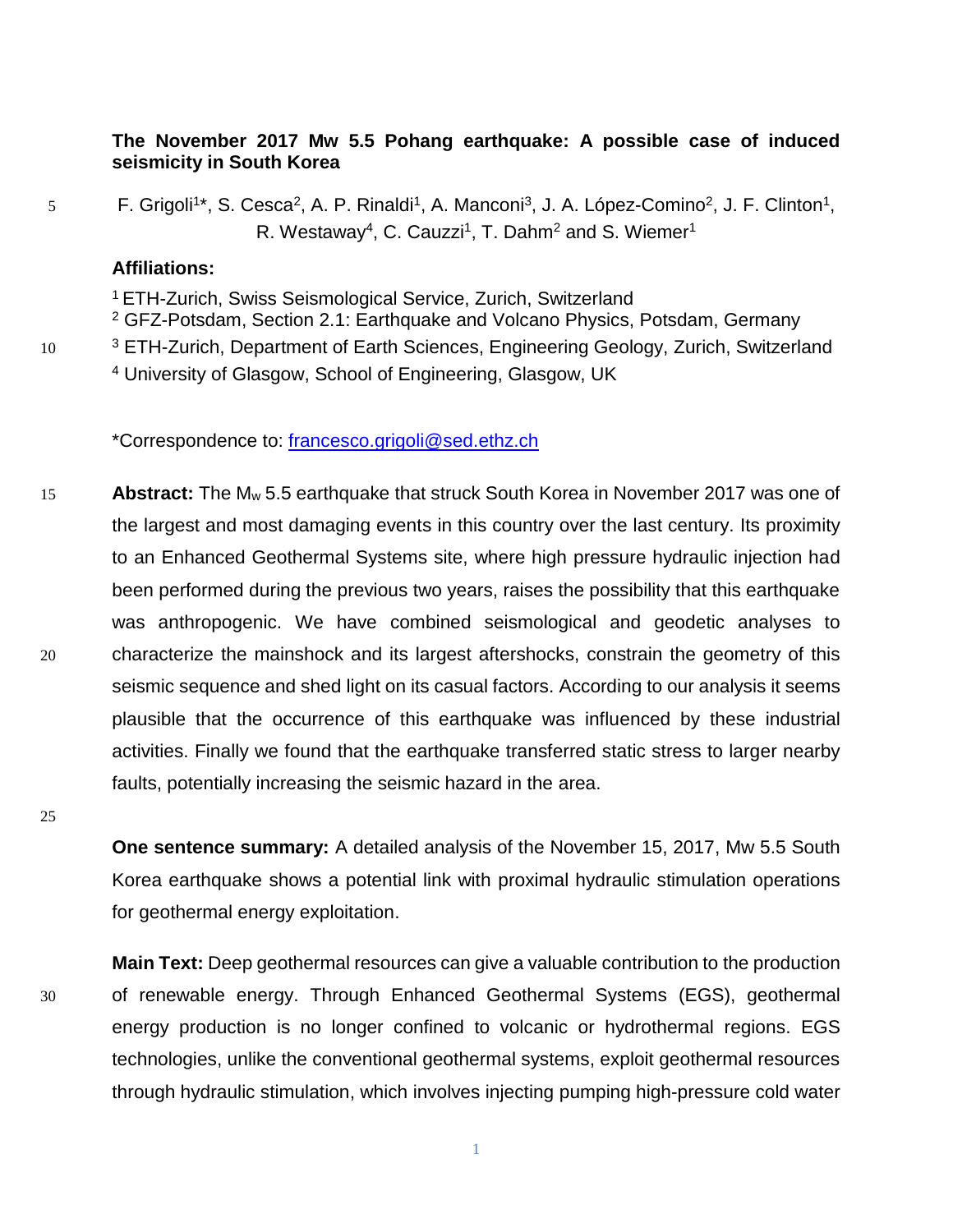**The November 2017 Mw 5.5 Pohang earthquake: A possible case of induced seismicity in South Korea**

F. Grigoli[1]*, S. Cesca[2], A. P. Rinaldi[1], A. Manconi[3], J. A. López-Comino[2], J. F. Clinton[1], R. Westaway[4], C. Cauzzi[1], T. Dahm[2] and S. Wiemer[1]

**Affiliations:**

[1] ETH-Zurich, Swiss Seismological Service, Zurich, Switzerland
[2] GFZ-Potsdam, Section 2.1: Earthquake and Volcano Physics, Potsdam, Germany
[3] ETH-Zurich, Department of Earth Sciences, Engineering Geology, Zurich, Switzerland
[4] University of Glasgow, School of Engineering, Glasgow, UK

*Correspondence to: francesco.grigoli@sed.ethz.ch

**Abstract:** The $M_w$ 5.5 earthquake that struck South Korea in November 2017 was one of the largest and most damaging events in this country over the last century. Its proximity to an Enhanced Geothermal Systems site, where high pressure hydraulic injection had been performed during the previous two years, raises the possibility that this earthquake was anthropogenic. We have combined seismological and geodetic analyses to characterize the mainshock and its largest aftershocks, constrain the geometry of this seismic sequence and shed light on its casual factors. According to our analysis it seems plausible that the occurrence of this earthquake was influenced by these industrial activities. Finally we found that the earthquake transferred static stress to larger nearby faults, potentially increasing the seismic hazard in the area.

**One sentence summary:** A detailed analysis of the November 15, 2017, Mw 5.5 South Korea earthquake shows a potential link with proximal hydraulic stimulation operations for geothermal energy exploitation.

**Main Text:** Deep geothermal resources can give a valuable contribution to the production of renewable energy. Through Enhanced Geothermal Systems (EGS), geothermal energy production is no longer confined to volcanic or hydrothermal regions. EGS technologies, unlike the conventional geothermal systems, exploit geothermal resources through hydraulic stimulation, which involves injecting pumping high-pressure cold water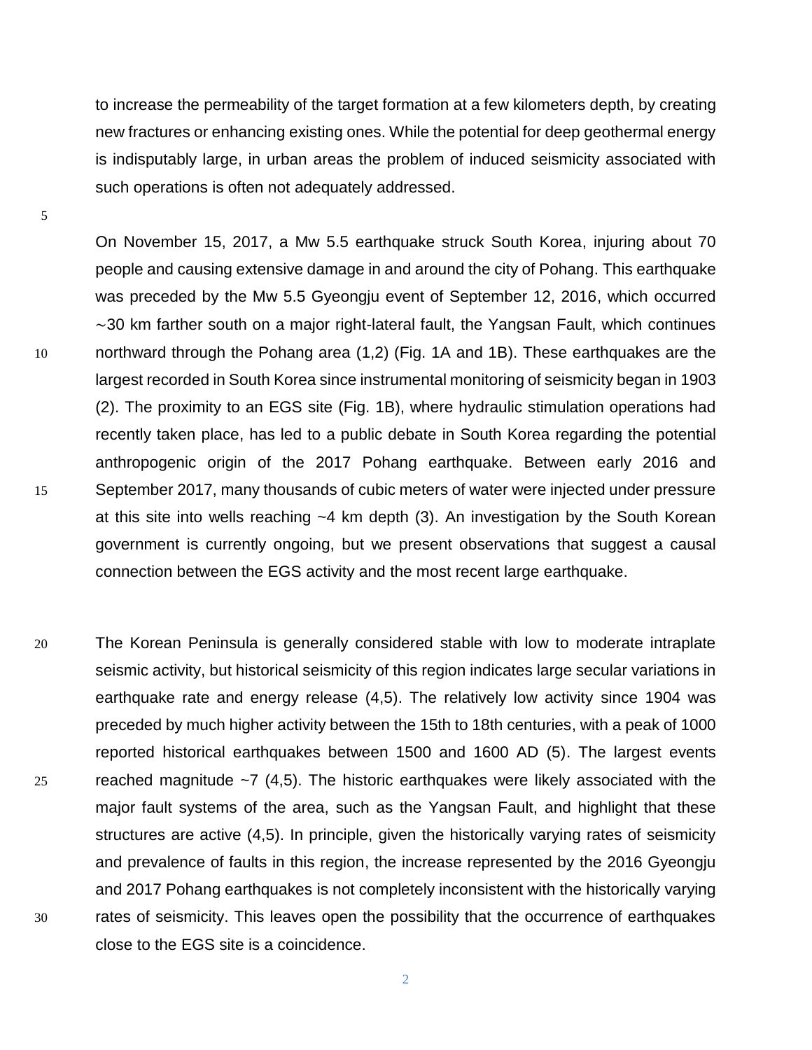to increase the permeability of the target formation at a few kilometers depth, by creating new fractures or enhancing existing ones. While the potential for deep geothermal energy is indisputably large, in urban areas the problem of induced seismicity associated with such operations is often not adequately addressed.

On November 15, 2017, a Mw 5.5 earthquake struck South Korea, injuring about 70 people and causing extensive damage in and around the city of Pohang. This earthquake was preceded by the Mw 5.5 Gyeongju event of September 12, 2016, which occurred ∼30 km farther south on a major right-lateral fault, the Yangsan Fault, which continues northward through the Pohang area (1,2) (Fig. 1A and 1B). These earthquakes are the largest recorded in South Korea since instrumental monitoring of seismicity began in 1903 (2). The proximity to an EGS site (Fig. 1B), where hydraulic stimulation operations had recently taken place, has led to a public debate in South Korea regarding the potential anthropogenic origin of the 2017 Pohang earthquake. Between early 2016 and September 2017, many thousands of cubic meters of water were injected under pressure at this site into wells reaching ~4 km depth (3). An investigation by the South Korean government is currently ongoing, but we present observations that suggest a causal connection between the EGS activity and the most recent large earthquake.

The Korean Peninsula is generally considered stable with low to moderate intraplate seismic activity, but historical seismicity of this region indicates large secular variations in earthquake rate and energy release (4,5). The relatively low activity since 1904 was preceded by much higher activity between the 15th to 18th centuries, with a peak of 1000 reported historical earthquakes between 1500 and 1600 AD (5). The largest events reached magnitude ~7 (4,5). The historic earthquakes were likely associated with the major fault systems of the area, such as the Yangsan Fault, and highlight that these structures are active (4,5). In principle, given the historically varying rates of seismicity and prevalence of faults in this region, the increase represented by the 2016 Gyeongju and 2017 Pohang earthquakes is not completely inconsistent with the historically varying rates of seismicity. This leaves open the possibility that the occurrence of earthquakes close to the EGS site is a coincidence.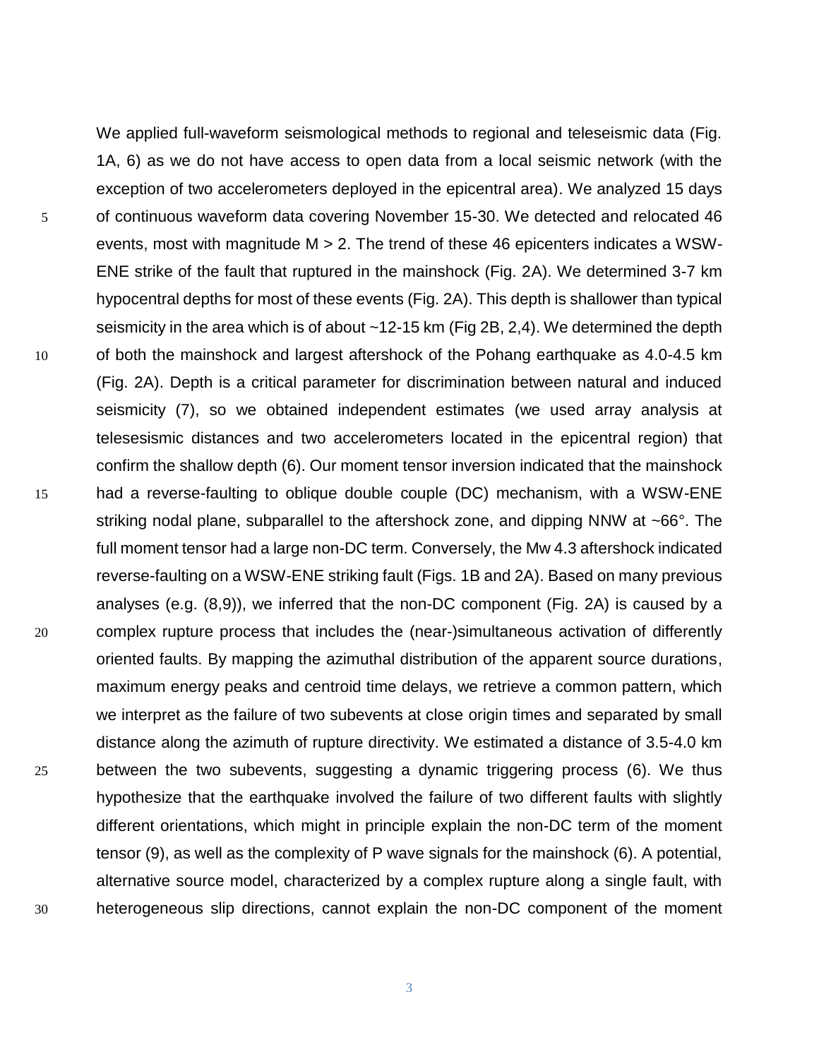We applied full-waveform seismological methods to regional and teleseismic data (Fig. 1A, 6) as we do not have access to open data from a local seismic network (with the exception of two accelerometers deployed in the epicentral area). We analyzed 15 days of continuous waveform data covering November 15-30. We detected and relocated 46 events, most with magnitude M > 2. The trend of these 46 epicenters indicates a WSW-ENE strike of the fault that ruptured in the mainshock (Fig. 2A). We determined 3-7 km hypocentral depths for most of these events (Fig. 2A). This depth is shallower than typical seismicity in the area which is of about ~12-15 km (Fig 2B, 2,4). We determined the depth of both the mainshock and largest aftershock of the Pohang earthquake as 4.0-4.5 km (Fig. 2A). Depth is a critical parameter for discrimination between natural and induced seismicity (7), so we obtained independent estimates (we used array analysis at telesesismic distances and two accelerometers located in the epicentral region) that confirm the shallow depth (6). Our moment tensor inversion indicated that the mainshock had a reverse-faulting to oblique double couple (DC) mechanism, with a WSW-ENE striking nodal plane, subparallel to the aftershock zone, and dipping NNW at ~66°. The full moment tensor had a large non-DC term. Conversely, the Mw 4.3 aftershock indicated reverse-faulting on a WSW-ENE striking fault (Figs. 1B and 2A). Based on many previous analyses (e.g. (8,9)), we inferred that the non-DC component (Fig. 2A) is caused by a complex rupture process that includes the (near-)simultaneous activation of differently oriented faults. By mapping the azimuthal distribution of the apparent source durations, maximum energy peaks and centroid time delays, we retrieve a common pattern, which we interpret as the failure of two subevents at close origin times and separated by small distance along the azimuth of rupture directivity. We estimated a distance of 3.5-4.0 km between the two subevents, suggesting a dynamic triggering process (6). We thus hypothesize that the earthquake involved the failure of two different faults with slightly different orientations, which might in principle explain the non-DC term of the moment tensor (9), as well as the complexity of P wave signals for the mainshock (6). A potential, alternative source model, characterized by a complex rupture along a single fault, with heterogeneous slip directions, cannot explain the non-DC component of the moment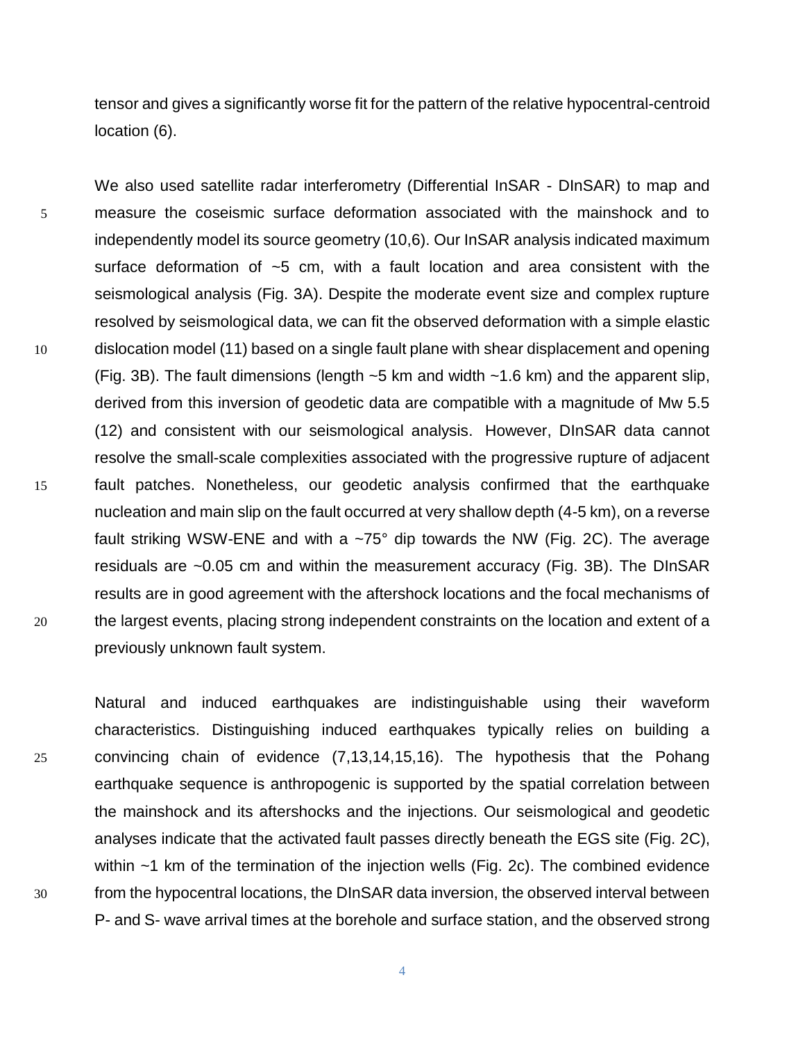tensor and gives a significantly worse fit for the pattern of the relative hypocentral-centroid location (6).

We also used satellite radar interferometry (Differential InSAR - DInSAR) to map and measure the coseismic surface deformation associated with the mainshock and to independently model its source geometry (10,6). Our InSAR analysis indicated maximum surface deformation of ~5 cm, with a fault location and area consistent with the seismological analysis (Fig. 3A). Despite the moderate event size and complex rupture resolved by seismological data, we can fit the observed deformation with a simple elastic dislocation model (11) based on a single fault plane with shear displacement and opening (Fig. 3B). The fault dimensions (length ~5 km and width ~1.6 km) and the apparent slip, derived from this inversion of geodetic data are compatible with a magnitude of Mw 5.5 (12) and consistent with our seismological analysis. However, DInSAR data cannot resolve the small-scale complexities associated with the progressive rupture of adjacent fault patches. Nonetheless, our geodetic analysis confirmed that the earthquake nucleation and main slip on the fault occurred at very shallow depth (4-5 km), on a reverse fault striking WSW-ENE and with a ~75° dip towards the NW (Fig. 2C). The average residuals are ~0.05 cm and within the measurement accuracy (Fig. 3B). The DInSAR results are in good agreement with the aftershock locations and the focal mechanisms of the largest events, placing strong independent constraints on the location and extent of a previously unknown fault system.

Natural and induced earthquakes are indistinguishable using their waveform characteristics. Distinguishing induced earthquakes typically relies on building a convincing chain of evidence (7,13,14,15,16). The hypothesis that the Pohang earthquake sequence is anthropogenic is supported by the spatial correlation between the mainshock and its aftershocks and the injections. Our seismological and geodetic analyses indicate that the activated fault passes directly beneath the EGS site (Fig. 2C), within ~1 km of the termination of the injection wells (Fig. 2c). The combined evidence from the hypocentral locations, the DInSAR data inversion, the observed interval between P- and S- wave arrival times at the borehole and surface station, and the observed strong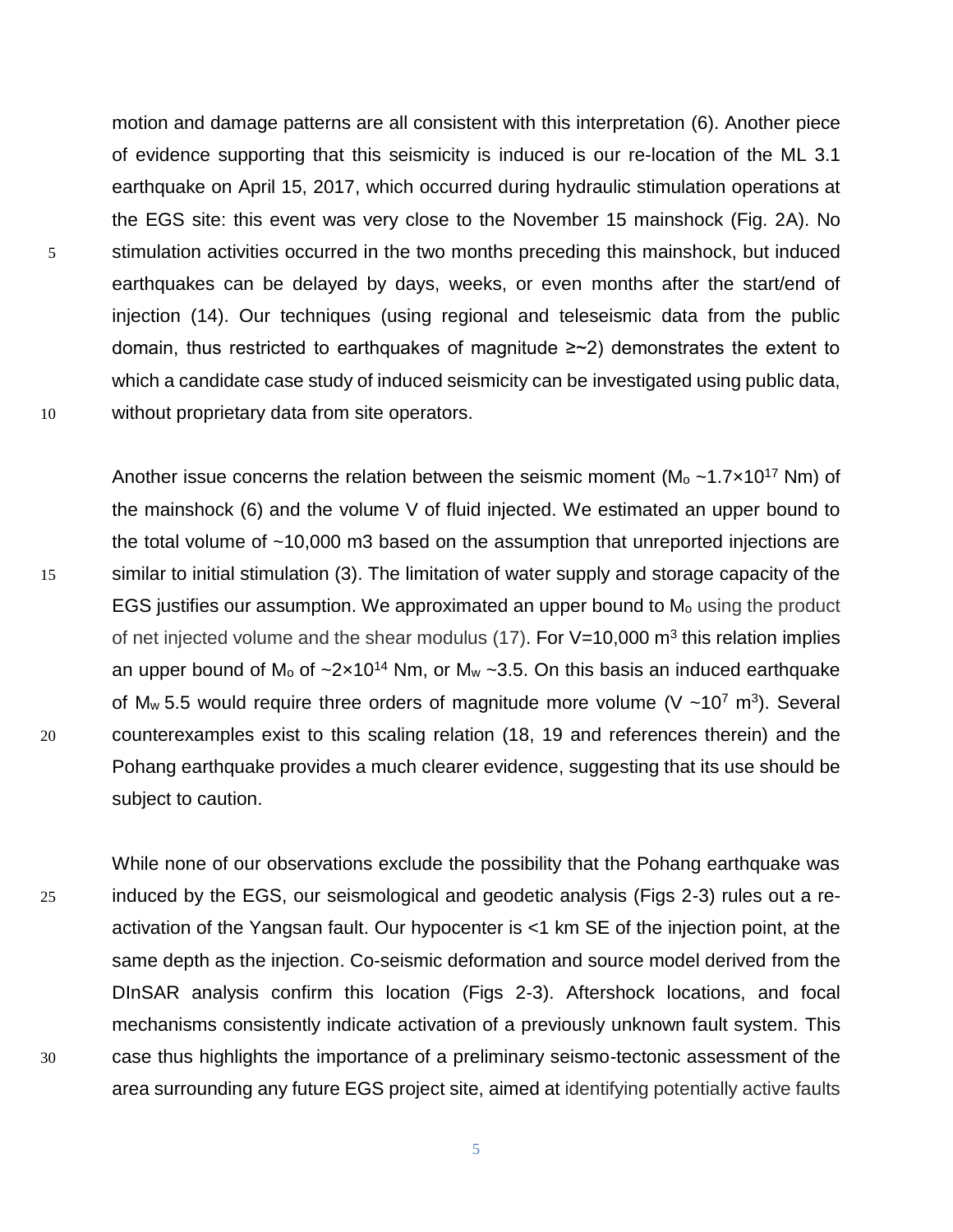motion and damage patterns are all consistent with this interpretation (6). Another piece of evidence supporting that this seismicity is induced is our re-location of the ML 3.1 earthquake on April 15, 2017, which occurred during hydraulic stimulation operations at the EGS site: this event was very close to the November 15 mainshock (Fig. 2A). No stimulation activities occurred in the two months preceding this mainshock, but induced earthquakes can be delayed by days, weeks, or even months after the start/end of injection (14). Our techniques (using regional and teleseismic data from the public domain, thus restricted to earthquakes of magnitude ≥~2) demonstrates the extent to which a candidate case study of induced seismicity can be investigated using public data, without proprietary data from site operators.

Another issue concerns the relation between the seismic moment ($M_o$ ~$1.7\times10^{17}$ Nm) of the mainshock (6) and the volume V of fluid injected. We estimated an upper bound to the total volume of ~10,000 m3 based on the assumption that unreported injections are similar to initial stimulation (3). The limitation of water supply and storage capacity of the EGS justifies our assumption. We approximated an upper bound to $M_o$ using the product of net injected volume and the shear modulus (17). For V=10,000 $m^3$ this relation implies an upper bound of $M_o$ of ~$2\times10^{14}$ Nm, or $M_w$ ~3.5. On this basis an induced earthquake of $M_w$ 5.5 would require three orders of magnitude more volume (V ~$10^7$ $m^3$). Several counterexamples exist to this scaling relation (18, 19 and references therein) and the Pohang earthquake provides a much clearer evidence, suggesting that its use should be subject to caution.

While none of our observations exclude the possibility that the Pohang earthquake was induced by the EGS, our seismological and geodetic analysis (Figs 2-3) rules out a re-activation of the Yangsan fault. Our hypocenter is <1 km SE of the injection point, at the same depth as the injection. Co-seismic deformation and source model derived from the DInSAR analysis confirm this location (Figs 2-3). Aftershock locations, and focal mechanisms consistently indicate activation of a previously unknown fault system. This case thus highlights the importance of a preliminary seismo-tectonic assessment of the area surrounding any future EGS project site, aimed at identifying potentially active faults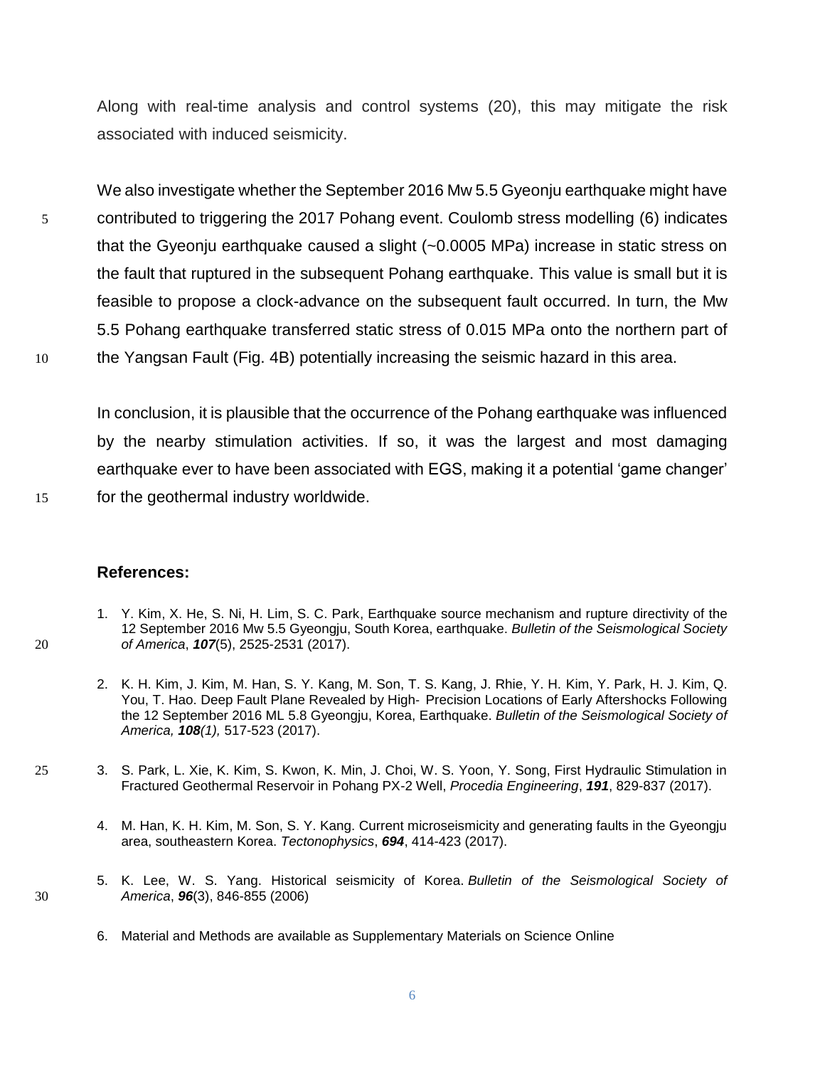Along with real-time analysis and control systems (20), this may mitigate the risk associated with induced seismicity.

We also investigate whether the September 2016 Mw 5.5 Gyeonju earthquake might have contributed to triggering the 2017 Pohang event. Coulomb stress modelling (6) indicates that the Gyeonju earthquake caused a slight (~0.0005 MPa) increase in static stress on the fault that ruptured in the subsequent Pohang earthquake. This value is small but it is feasible to propose a clock-advance on the subsequent fault occurred. In turn, the Mw 5.5 Pohang earthquake transferred static stress of 0.015 MPa onto the northern part of the Yangsan Fault (Fig. 4B) potentially increasing the seismic hazard in this area.

In conclusion, it is plausible that the occurrence of the Pohang earthquake was influenced by the nearby stimulation activities. If so, it was the largest and most damaging earthquake ever to have been associated with EGS, making it a potential 'game changer' for the geothermal industry worldwide.

**References:**

1. Y. Kim, X. He, S. Ni, H. Lim, S. C. Park, Earthquake source mechanism and rupture directivity of the 12 September 2016 Mw 5.5 Gyeongju, South Korea, earthquake. *Bulletin of the Seismological Society of America*, ***107***(5), 2525-2531 (2017).

2. K. H. Kim, J. Kim, M. Han, S. Y. Kang, M. Son, T. S. Kang, J. Rhie, Y. H. Kim, Y. Park, H. J. Kim, Q. You, T. Hao. Deep Fault Plane Revealed by High- Precision Locations of Early Aftershocks Following the 12 September 2016 ML 5.8 Gyeongju, Korea, Earthquake. *Bulletin of the Seismological Society of America, **108**(1),* 517-523 (2017).

3. S. Park, L. Xie, K. Kim, S. Kwon, K. Min, J. Choi, W. S. Yoon, Y. Song, First Hydraulic Stimulation in Fractured Geothermal Reservoir in Pohang PX-2 Well, *Procedia Engineering*, ***191***, 829-837 (2017).

4. M. Han, K. H. Kim, M. Son, S. Y. Kang. Current microseismicity and generating faults in the Gyeongju area, southeastern Korea. *Tectonophysics*, ***694***, 414-423 (2017).

5. K. Lee, W. S. Yang. Historical seismicity of Korea. *Bulletin of the Seismological Society of America*, ***96***(3), 846-855 (2006)

6. Material and Methods are available as Supplementary Materials on Science Online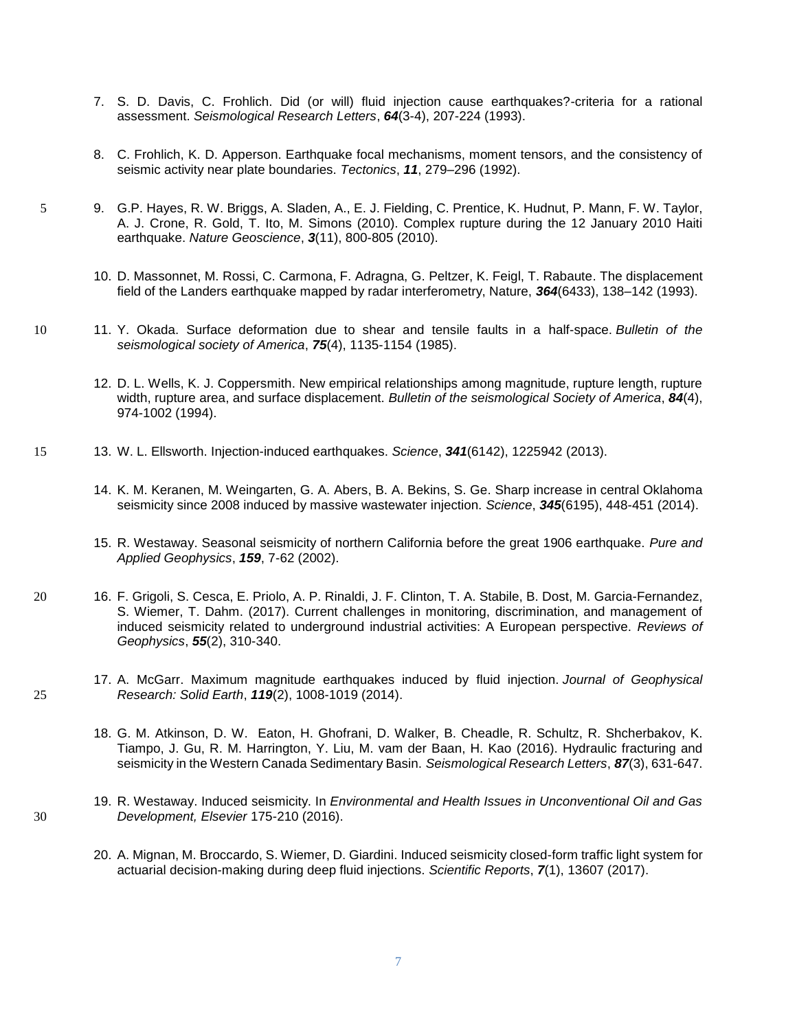7. S. D. Davis, C. Frohlich. Did (or will) fluid injection cause earthquakes?-criteria for a rational assessment. *Seismological Research Letters*, ***64***(3-4), 207-224 (1993).

8. C. Frohlich, K. D. Apperson. Earthquake focal mechanisms, moment tensors, and the consistency of seismic activity near plate boundaries. *Tectonics*, ***11***, 279–296 (1992).

9. G.P. Hayes, R. W. Briggs, A. Sladen, A., E. J. Fielding, C. Prentice, K. Hudnut, P. Mann, F. W. Taylor, A. J. Crone, R. Gold, T. Ito, M. Simons (2010). Complex rupture during the 12 January 2010 Haiti earthquake. *Nature Geoscience*, ***3***(11), 800-805 (2010).

10. D. Massonnet, M. Rossi, C. Carmona, F. Adragna, G. Peltzer, K. Feigl, T. Rabaute. The displacement field of the Landers earthquake mapped by radar interferometry, Nature, ***364***(6433), 138–142 (1993).

11. Y. Okada. Surface deformation due to shear and tensile faults in a half-space. *Bulletin of the seismological society of America*, ***75***(4), 1135-1154 (1985).

12. D. L. Wells, K. J. Coppersmith. New empirical relationships among magnitude, rupture length, rupture width, rupture area, and surface displacement. *Bulletin of the seismological Society of America*, ***84***(4), 974-1002 (1994).

13. W. L. Ellsworth. Injection-induced earthquakes. *Science*, ***341***(6142), 1225942 (2013).

14. K. M. Keranen, M. Weingarten, G. A. Abers, B. A. Bekins, S. Ge. Sharp increase in central Oklahoma seismicity since 2008 induced by massive wastewater injection. *Science*, ***345***(6195), 448-451 (2014).

15. R. Westaway. Seasonal seismicity of northern California before the great 1906 earthquake. *Pure and Applied Geophysics*, ***159***, 7-62 (2002).

16. F. Grigoli, S. Cesca, E. Priolo, A. P. Rinaldi, J. F. Clinton, T. A. Stabile, B. Dost, M. Garcia-Fernandez, S. Wiemer, T. Dahm. (2017). Current challenges in monitoring, discrimination, and management of induced seismicity related to underground industrial activities: A European perspective. *Reviews of Geophysics*, ***55***(2), 310-340.

17. A. McGarr. Maximum magnitude earthquakes induced by fluid injection. *Journal of Geophysical Research: Solid Earth*, ***119***(2), 1008-1019 (2014).

18. G. M. Atkinson, D. W. Eaton, H. Ghofrani, D. Walker, B. Cheadle, R. Schultz, R. Shcherbakov, K. Tiampo, J. Gu, R. M. Harrington, Y. Liu, M. vam der Baan, H. Kao (2016). Hydraulic fracturing and seismicity in the Western Canada Sedimentary Basin. *Seismological Research Letters*, ***87***(3), 631-647.

19. R. Westaway. Induced seismicity. In *Environmental and Health Issues in Unconventional Oil and Gas Development, Elsevier* 175-210 (2016).

20. A. Mignan, M. Broccardo, S. Wiemer, D. Giardini. Induced seismicity closed-form traffic light system for actuarial decision-making during deep fluid injections. *Scientific Reports*, ***7***(1), 13607 (2017).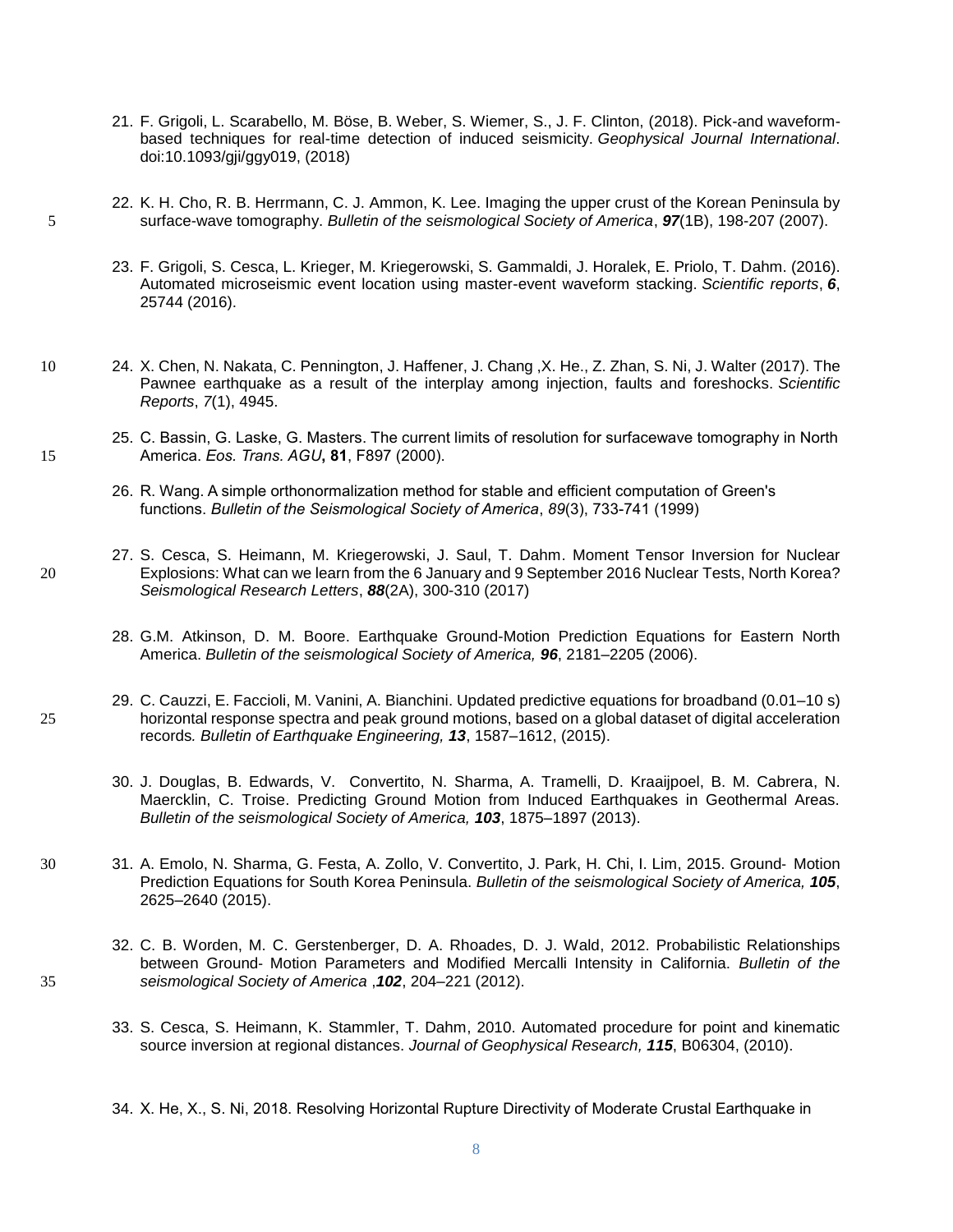21. F. Grigoli, L. Scarabello, M. Böse, B. Weber, S. Wiemer, S., J. F. Clinton, (2018). Pick-and waveform-based techniques for real-time detection of induced seismicity. *Geophysical Journal International*. doi:10.1093/gji/ggy019, (2018)

22. K. H. Cho, R. B. Herrmann, C. J. Ammon, K. Lee. Imaging the upper crust of the Korean Peninsula by surface-wave tomography. *Bulletin of the seismological Society of America*, ***97***(1B), 198-207 (2007).

23. F. Grigoli, S. Cesca, L. Krieger, M. Kriegerowski, S. Gammaldi, J. Horalek, E. Priolo, T. Dahm. (2016). Automated microseismic event location using master-event waveform stacking. *Scientific reports*, ***6***, 25744 (2016).

24. X. Chen, N. Nakata, C. Pennington, J. Haffener, J. Chang ,X. He., Z. Zhan, S. Ni, J. Walter (2017). The Pawnee earthquake as a result of the interplay among injection, faults and foreshocks. *Scientific Reports*, *7*(1), 4945.

25. C. Bassin, G. Laske, G. Masters. The current limits of resolution for surfacewave tomography in North America. *Eos. Trans. AGU*, **81**, F897 (2000).

26. R. Wang. A simple orthonormalization method for stable and efficient computation of Green's functions. *Bulletin of the Seismological Society of America*, *89*(3), 733-741 (1999)

27. S. Cesca, S. Heimann, M. Kriegerowski, J. Saul, T. Dahm. Moment Tensor Inversion for Nuclear Explosions: What can we learn from the 6 January and 9 September 2016 Nuclear Tests, North Korea? *Seismological Research Letters*, ***88***(2A), 300-310 (2017)

28. G.M. Atkinson, D. M. Boore. Earthquake Ground-Motion Prediction Equations for Eastern North America. *Bulletin of the seismological Society of America,* ***96***, 2181–2205 (2006).

29. C. Cauzzi, E. Faccioli, M. Vanini, A. Bianchini. Updated predictive equations for broadband (0.01–10 s) horizontal response spectra and peak ground motions, based on a global dataset of digital acceleration records*. Bulletin of Earthquake Engineering,* ***13***, 1587–1612, (2015).

30. J. Douglas, B. Edwards, V. Convertito, N. Sharma, A. Tramelli, D. Kraaijpoel, B. M. Cabrera, N. Maercklin, C. Troise. Predicting Ground Motion from Induced Earthquakes in Geothermal Areas. *Bulletin of the seismological Society of America,* ***103***, 1875–1897 (2013).

31. A. Emolo, N. Sharma, G. Festa, A. Zollo, V. Convertito, J. Park, H. Chi, I. Lim, 2015. Ground- Motion Prediction Equations for South Korea Peninsula. *Bulletin of the seismological Society of America,* ***105***, 2625–2640 (2015).

32. C. B. Worden, M. C. Gerstenberger, D. A. Rhoades, D. J. Wald, 2012. Probabilistic Relationships between Ground- Motion Parameters and Modified Mercalli Intensity in California. *Bulletin of the seismological Society of America* ,***102***, 204–221 (2012).

33. S. Cesca, S. Heimann, K. Stammler, T. Dahm, 2010. Automated procedure for point and kinematic source inversion at regional distances. *Journal of Geophysical Research,* ***115***, B06304, (2010).

34. X. He, X., S. Ni, 2018. Resolving Horizontal Rupture Directivity of Moderate Crustal Earthquake in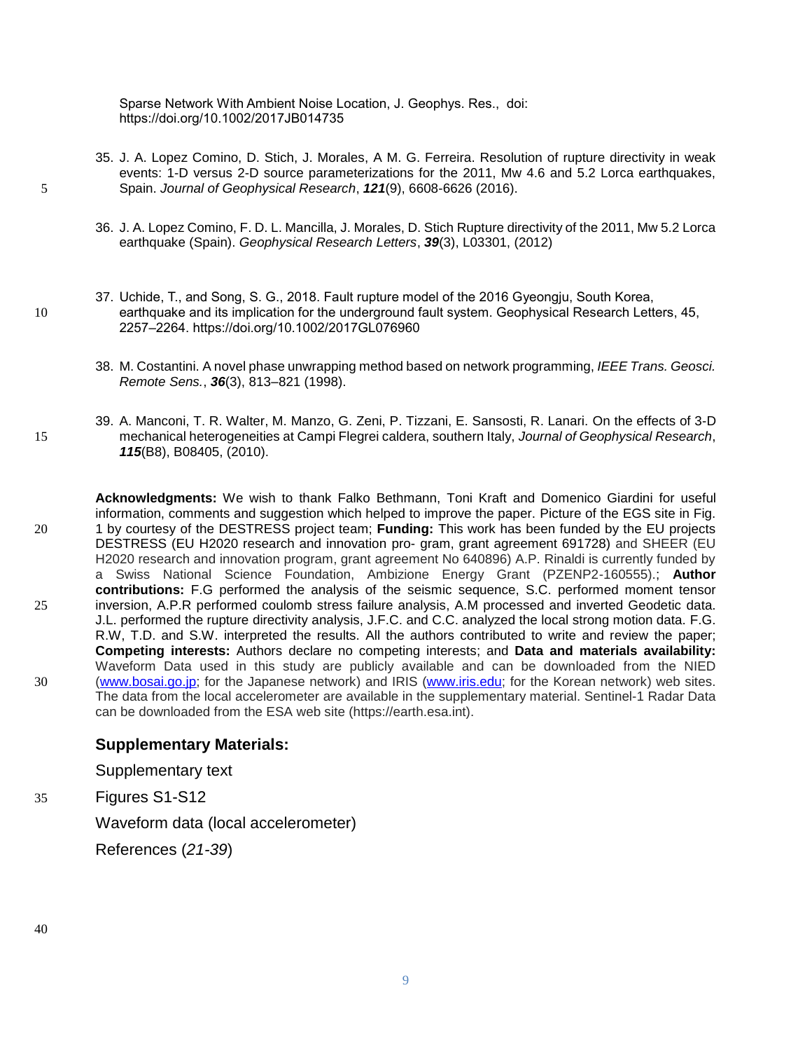Sparse Network With Ambient Noise Location, J. Geophys. Res., doi: https://doi.org/10.1002/2017JB014735

35. J. A. Lopez Comino, D. Stich, J. Morales, A M. G. Ferreira. Resolution of rupture directivity in weak events: 1-D versus 2-D source parameterizations for the 2011, Mw 4.6 and 5.2 Lorca earthquakes, Spain. *Journal of Geophysical Research*, ***121***(9), 6608-6626 (2016).

36. J. A. Lopez Comino, F. D. L. Mancilla, J. Morales, D. Stich Rupture directivity of the 2011, Mw 5.2 Lorca earthquake (Spain). *Geophysical Research Letters*, ***39***(3), L03301, (2012)

37. Uchide, T., and Song, S. G., 2018. Fault rupture model of the 2016 Gyeongju, South Korea, earthquake and its implication for the underground fault system. Geophysical Research Letters, 45, 2257–2264. https://doi.org/10.1002/2017GL076960

38. M. Costantini. A novel phase unwrapping method based on network programming, *IEEE Trans. Geosci. Remote Sens.*, ***36***(3), 813–821 (1998).

39. A. Manconi, T. R. Walter, M. Manzo, G. Zeni, P. Tizzani, E. Sansosti, R. Lanari. On the effects of 3-D mechanical heterogeneities at Campi Flegrei caldera, southern Italy, *Journal of Geophysical Research*, ***115***(B8), B08405, (2010).

**Acknowledgments:** We wish to thank Falko Bethmann, Toni Kraft and Domenico Giardini for useful information, comments and suggestion which helped to improve the paper. Picture of the EGS site in Fig. 1 by courtesy of the DESTRESS project team; **Funding:** This work has been funded by the EU projects DESTRESS (EU H2020 research and innovation pro- gram, grant agreement 691728) and SHEER (EU H2020 research and innovation program, grant agreement No 640896) A.P. Rinaldi is currently funded by a Swiss National Science Foundation, Ambizione Energy Grant (PZENP2-160555).; **Author contributions:** F.G performed the analysis of the seismic sequence, S.C. performed moment tensor inversion, A.P.R performed coulomb stress failure analysis, A.M processed and inverted Geodetic data. J.L. performed the rupture directivity analysis, J.F.C. and C.C. analyzed the local strong motion data. F.G. R.W, T.D. and S.W. interpreted the results. All the authors contributed to write and review the paper; **Competing interests:** Authors declare no competing interests; and **Data and materials availability:** Waveform Data used in this study are publicly available and can be downloaded from the NIED (www.bosai.go.jp; for the Japanese network) and IRIS (www.iris.edu; for the Korean network) web sites. The data from the local accelerometer are available in the supplementary material. Sentinel-1 Radar Data can be downloaded from the ESA web site (https://earth.esa.int).

## Supplementary Materials:

Supplementary text

Figures S1-S12

Waveform data (local accelerometer)

References (*21-39*)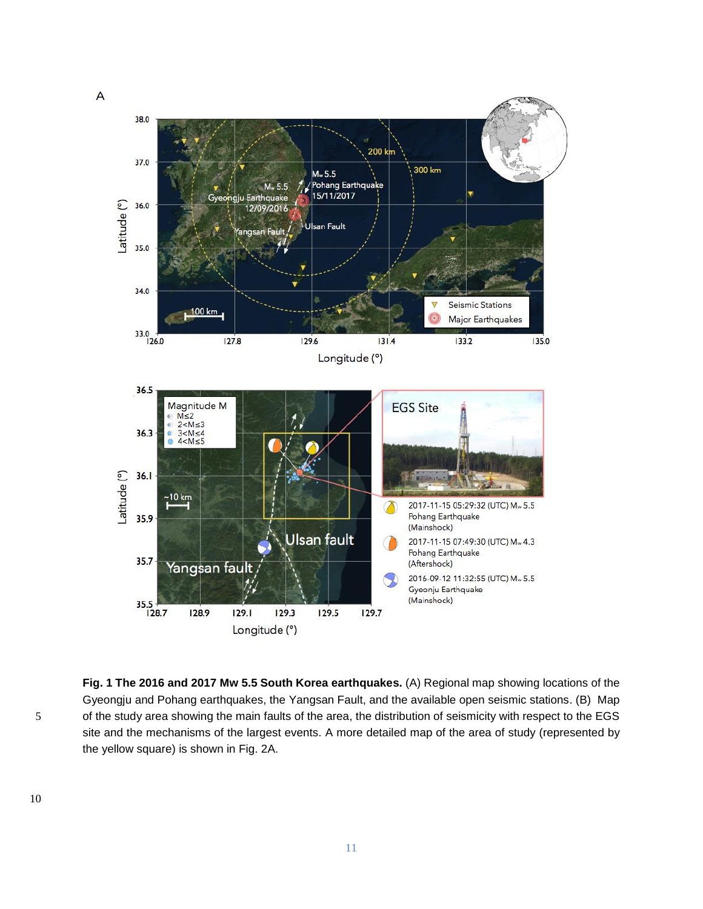**Fig. 1 The 2016 and 2017 Mw 5.5 South Korea earthquakes.** (A) Regional map showing locations of the Gyeongju and Pohang earthquakes, the Yangsan Fault, and the available open seismic stations. (B) Map of the study area showing the main faults of the area, the distribution of seismicity with respect to the EGS site and the mechanisms of the largest events. A more detailed map of the area of study (represented by the yellow square) is shown in Fig. 2A.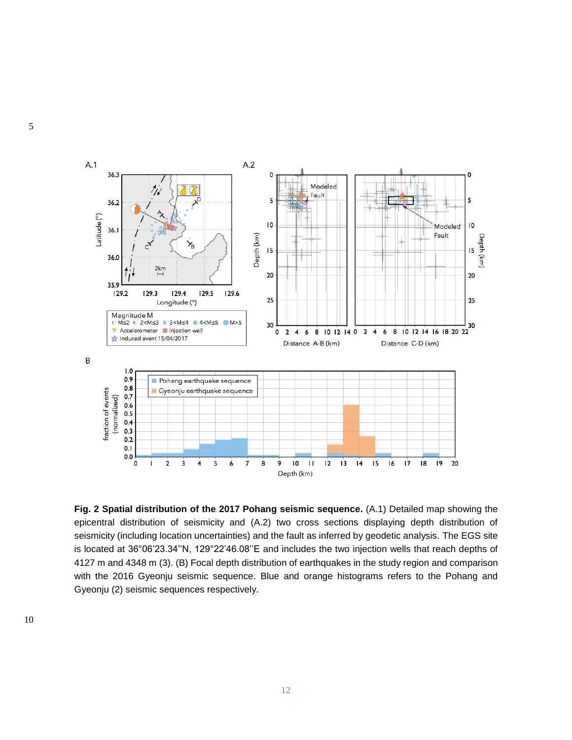**Fig. 2 Spatial distribution of the 2017 Pohang seismic sequence.** (A.1) Detailed map showing the epicentral distribution of seismicity and (A.2) two cross sections displaying depth distribution of seismicity (including location uncertainties) and the fault as inferred by geodetic analysis. The EGS site is located at 36°06'23.34''N, 129°22'46.08''E and includes the two injection wells that reach depths of 4127 m and 4348 m (3). (B) Focal depth distribution of earthquakes in the study region and comparison with the 2016 Gyeonju seismic sequence. Blue and orange histograms refers to the Pohang and Gyeonju (2) seismic sequences respectively.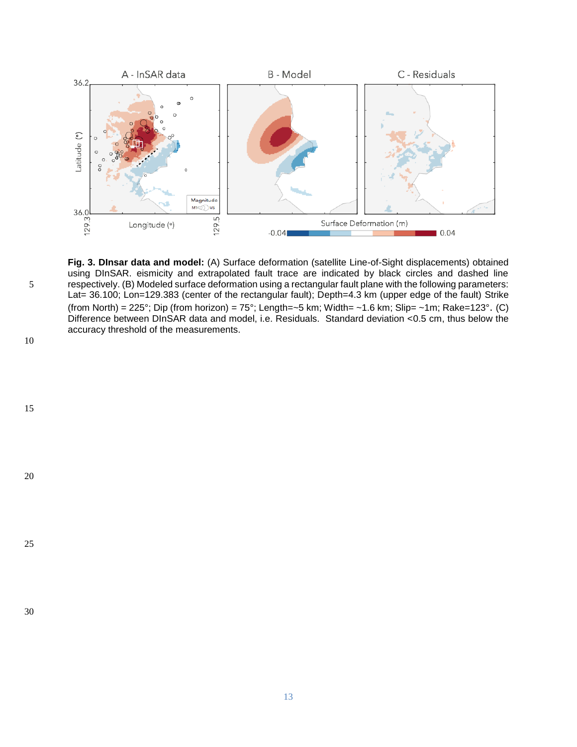**Fig. 3. DInsar data and model:** (A) Surface deformation (satellite Line-of-Sight displacements) obtained using DInSAR. eismicity and extrapolated fault trace are indicated by black circles and dashed line respectively. (B) Modeled surface deformation using a rectangular fault plane with the following parameters: Lat= 36.100; Lon=129.383 (center of the rectangular fault); Depth=4.3 km (upper edge of the fault) Strike (from North) = 225°; Dip (from horizon) = 75°; Length=~5 km; Width= ~1.6 km; Slip= ~1m; Rake=123°. (C) Difference between DInSAR data and model, i.e. Residuals. Standard deviation <0.5 cm, thus below the accuracy threshold of the measurements.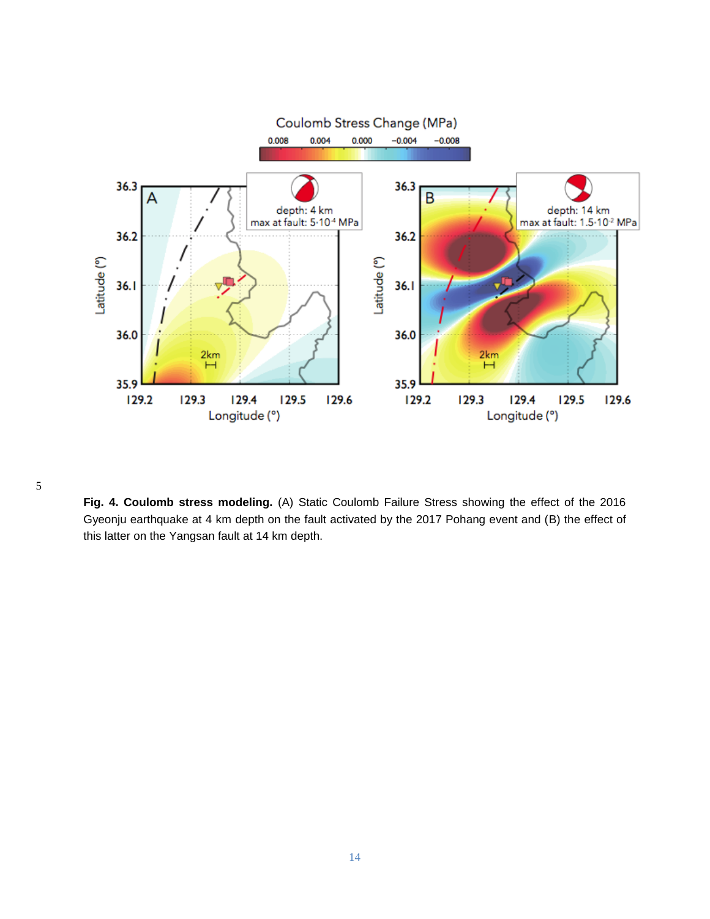Coulomb Stress Change (MPa)

0.008 0.004 0.000 −0.004 −0.008

A

depth: 4 km
max at fault: $5 \cdot 10^{-4}$ MPa

36.3
36.2
36.1
36.0
35.9

Latitude (°)

2km

129.2 129.3 129.4 129.5 129.6

Longitude (°)

B

depth: 14 km
max at fault: $1.5 \cdot 10^{-2}$ MPa

36.3
36.2
36.1
36.0
35.9

Latitude (°)

2km

129.2 129.3 129.4 129.5 129.6

Longitude (°)

**Fig. 4. Coulomb stress modeling.** (A) Static Coulomb Failure Stress showing the effect of the 2016 Gyeonju earthquake at 4 km depth on the fault activated by the 2017 Pohang event and (B) the effect of this latter on the Yangsan fault at 14 km depth.